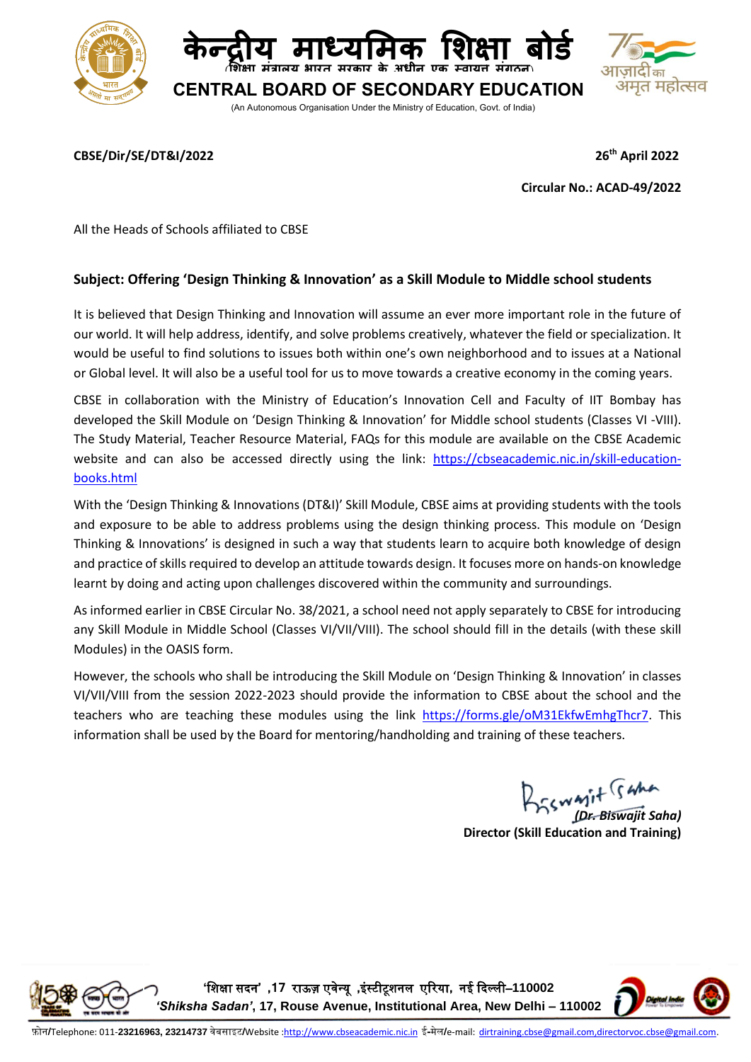# केन्द्रीय माध्यमिक शिक्षा बोर्ड

(शिक्षा मंत्रालय भारत सरकार के अधीन एक स्वायत्त संगठन)

## CENTRAL BOARD OF SECONDARY EDUCATION

(An Autonomous Organisation Under the Ministry of Education, Govt. of India)

**CBSE/Dir/SE/DT&I/2022** **26th April 2022**

**Circular No.: ACAD-49/2022**

All the Heads of Schools affiliated to CBSE

**Subject: Offering 'Design Thinking & Innovation' as a Skill Module to Middle school students**

It is believed that Design Thinking and Innovation will assume an ever more important role in the future of our world. It will help address, identify, and solve problems creatively, whatever the field or specialization. It would be useful to find solutions to issues both within one's own neighborhood and to issues at a National or Global level. It will also be a useful tool for us to move towards a creative economy in the coming years.

CBSE in collaboration with the Ministry of Education's Innovation Cell and Faculty of IIT Bombay has developed the Skill Module on 'Design Thinking & Innovation' for Middle school students (Classes VI -VIII). The Study Material, Teacher Resource Material, FAQs for this module are available on the CBSE Academic website and can also be accessed directly using the link: https://cbseacademic.nic.in/skill-education-books.html

With the 'Design Thinking & Innovations (DT&I)' Skill Module, CBSE aims at providing students with the tools and exposure to be able to address problems using the design thinking process. This module on 'Design Thinking & Innovations' is designed in such a way that students learn to acquire both knowledge of design and practice of skills required to develop an attitude towards design. It focuses more on hands-on knowledge learnt by doing and acting upon challenges discovered within the community and surroundings.

As informed earlier in CBSE Circular No. 38/2021, a school need not apply separately to CBSE for introducing any Skill Module in Middle School (Classes VI/VII/VIII). The school should fill in the details (with these skill Modules) in the OASIS form.

However, the schools who shall be introducing the Skill Module on 'Design Thinking & Innovation' in classes VI/VII/VIII from the session 2022-2023 should provide the information to CBSE about the school and the teachers who are teaching these modules using the link https://forms.gle/oM31EkfwEmhgThcr7. This information shall be used by the Board for mentoring/handholding and training of these teachers.

*(Dr. Biswajit Saha)*
**Director (Skill Education and Training)**

'शिक्षा सदन' ,17 राऊज़ एवेन्यू ,इंस्टीटूशनल एरिया, नई दिल्ली–110002
*'Shiksha Sadan'*, 17, Rouse Avenue, Institutional Area, New Delhi – 110002

फ़ोन/Telephone: 011-**23216963, 23214737** वेबसाइट/Website :http://www.cbseacademic.nic.in ई-मेल/e-mail: dirtraining.cbse@gmail.com,directorvoc.cbse@gmail.com.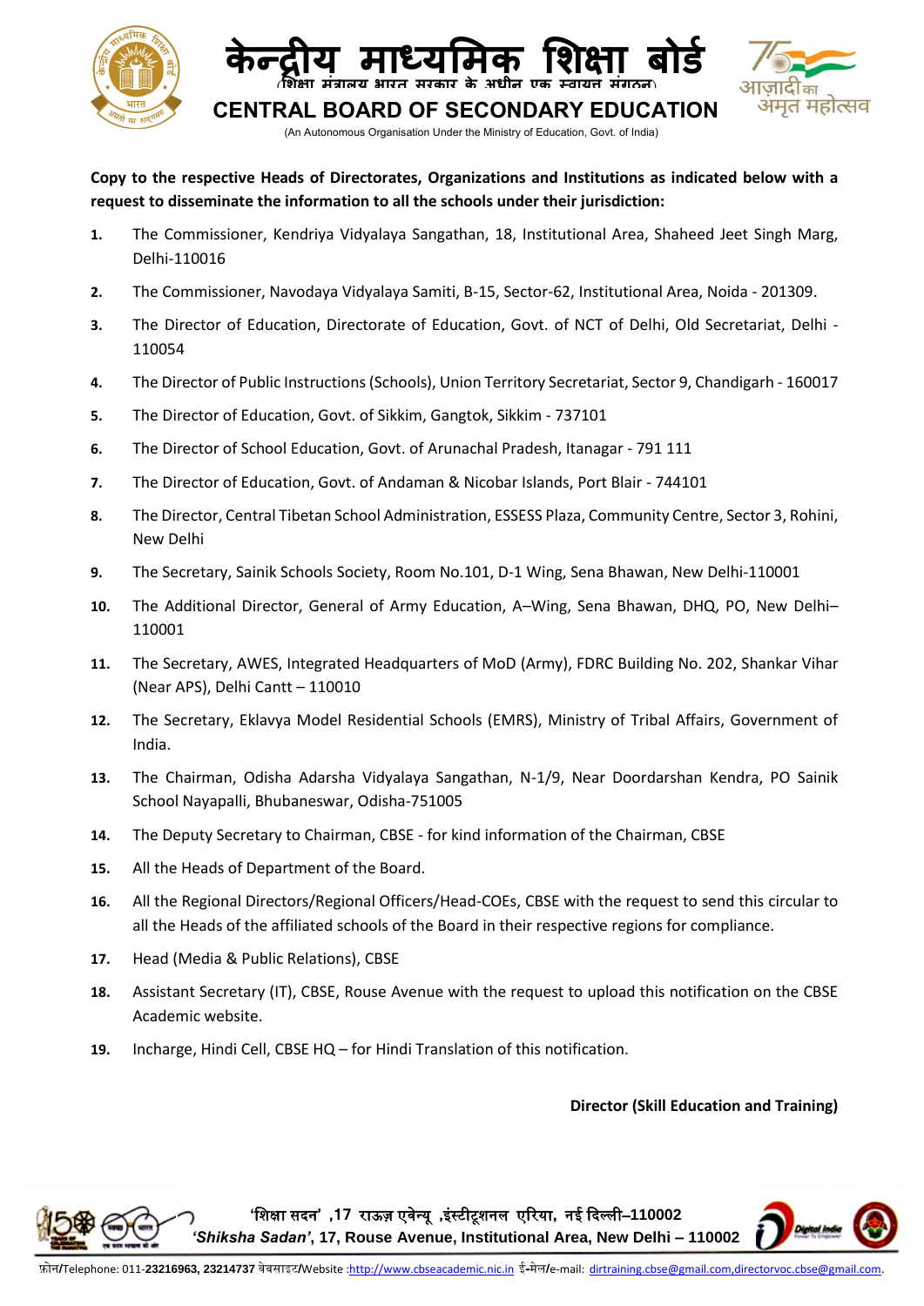**Copy to the respective Heads of Directorates, Organizations and Institutions as indicated below with a request to disseminate the information to all the schools under their jurisdiction:**

1. The Commissioner, Kendriya Vidyalaya Sangathan, 18, Institutional Area, Shaheed Jeet Singh Marg, Delhi-110016
2. The Commissioner, Navodaya Vidyalaya Samiti, B-15, Sector-62, Institutional Area, Noida - 201309.
3. The Director of Education, Directorate of Education, Govt. of NCT of Delhi, Old Secretariat, Delhi - 110054
4. The Director of Public Instructions (Schools), Union Territory Secretariat, Sector 9, Chandigarh - 160017
5. The Director of Education, Govt. of Sikkim, Gangtok, Sikkim - 737101
6. The Director of School Education, Govt. of Arunachal Pradesh, Itanagar - 791 111
7. The Director of Education, Govt. of Andaman & Nicobar Islands, Port Blair - 744101
8. The Director, Central Tibetan School Administration, ESSESS Plaza, Community Centre, Sector 3, Rohini, New Delhi
9. The Secretary, Sainik Schools Society, Room No.101, D-1 Wing, Sena Bhawan, New Delhi-110001
10. The Additional Director, General of Army Education, A–Wing, Sena Bhawan, DHQ, PO, New Delhi–110001
11. The Secretary, AWES, Integrated Headquarters of MoD (Army), FDRC Building No. 202, Shankar Vihar (Near APS), Delhi Cantt – 110010
12. The Secretary, Eklavya Model Residential Schools (EMRS), Ministry of Tribal Affairs, Government of India.
13. The Chairman, Odisha Adarsha Vidyalaya Sangathan, N-1/9, Near Doordarshan Kendra, PO Sainik School Nayapalli, Bhubaneswar, Odisha-751005
14. The Deputy Secretary to Chairman, CBSE - for kind information of the Chairman, CBSE
15. All the Heads of Department of the Board.
16. All the Regional Directors/Regional Officers/Head-COEs, CBSE with the request to send this circular to all the Heads of the affiliated schools of the Board in their respective regions for compliance.
17. Head (Media & Public Relations), CBSE
18. Assistant Secretary (IT), CBSE, Rouse Avenue with the request to upload this notification on the CBSE Academic website.
19. Incharge, Hindi Cell, CBSE HQ – for Hindi Translation of this notification.

**Director (Skill Education and Training)**